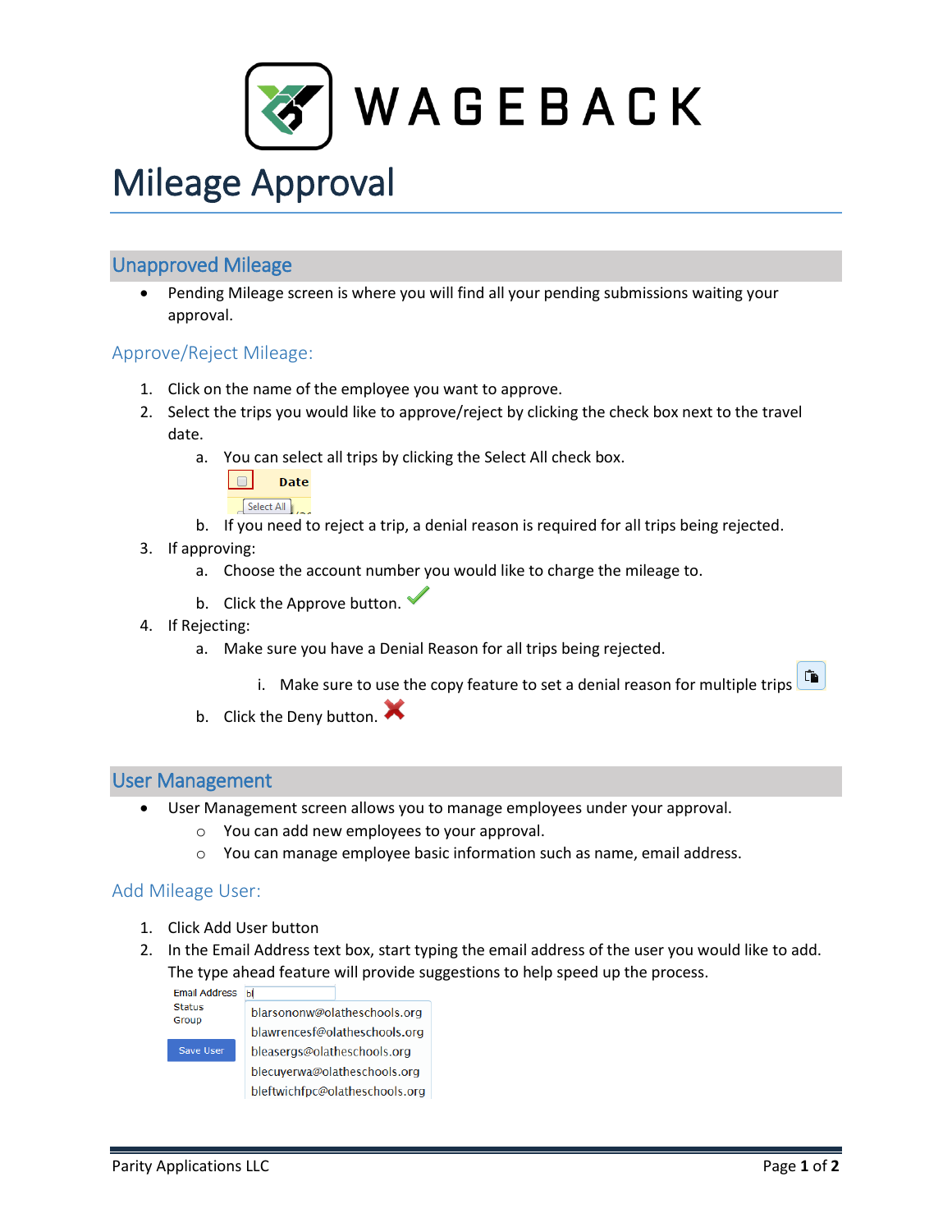# WAGEBACK

# Mileage Approval

## Unapproved Mileage

- Pending Mileage screen is where you will find all your pending submissions waiting your approval.

### Approve/Reject Mileage:

1. Click on the name of the employee you want to approve.
2. Select the trips you would like to approve/reject by clicking the check box next to the travel date.
   a. You can select all trips by clicking the Select All check box.
   b. If you need to reject a trip, a denial reason is required for all trips being rejected.
3. If approving:
   a. Choose the account number you would like to charge the mileage to.
   b. Click the Approve button.
4. If Rejecting:
   a. Make sure you have a Denial Reason for all trips being rejected.
      i. Make sure to use the copy feature to set a denial reason for multiple trips
   b. Click the Deny button.

## User Management

- User Management screen allows you to manage employees under your approval.
  - You can add new employees to your approval.
  - You can manage employee basic information such as name, email address.

### Add Mileage User:

1. Click Add User button
2. In the Email Address text box, start typing the email address of the user you would like to add. The type ahead feature will provide suggestions to help speed up the process.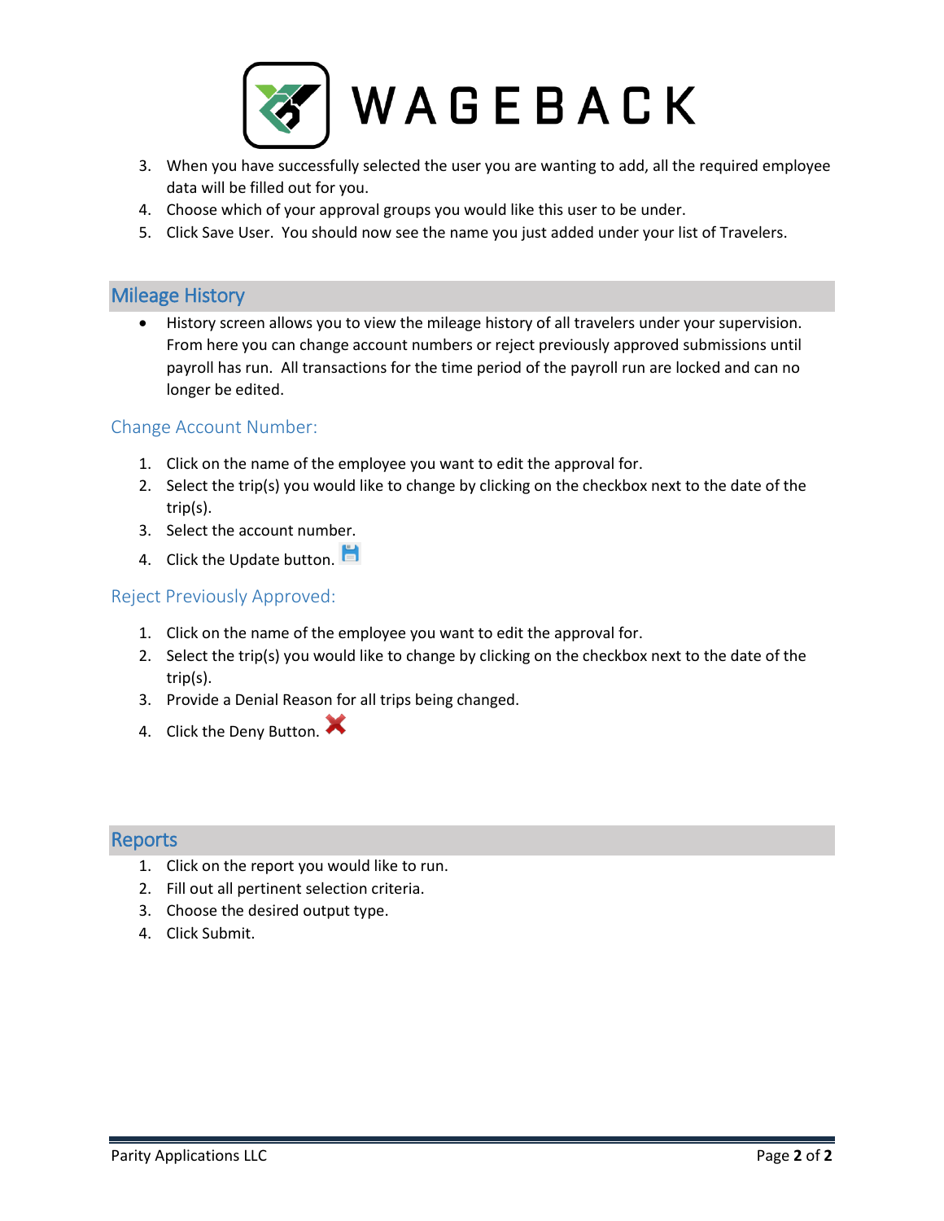3. When you have successfully selected the user you are wanting to add, all the required employee data will be filled out for you.
4. Choose which of your approval groups you would like this user to be under.
5. Click Save User. You should now see the name you just added under your list of Travelers.

## Mileage History

- History screen allows you to view the mileage history of all travelers under your supervision. From here you can change account numbers or reject previously approved submissions until payroll has run. All transactions for the time period of the payroll run are locked and can no longer be edited.

### Change Account Number:

1. Click on the name of the employee you want to edit the approval for.
2. Select the trip(s) you would like to change by clicking on the checkbox next to the date of the trip(s).
3. Select the account number.
4. Click the Update button.

### Reject Previously Approved:

1. Click on the name of the employee you want to edit the approval for.
2. Select the trip(s) you would like to change by clicking on the checkbox next to the date of the trip(s).
3. Provide a Denial Reason for all trips being changed.
4. Click the Deny Button.

## Reports

1. Click on the report you would like to run.
2. Fill out all pertinent selection criteria.
3. Choose the desired output type.
4. Click Submit.